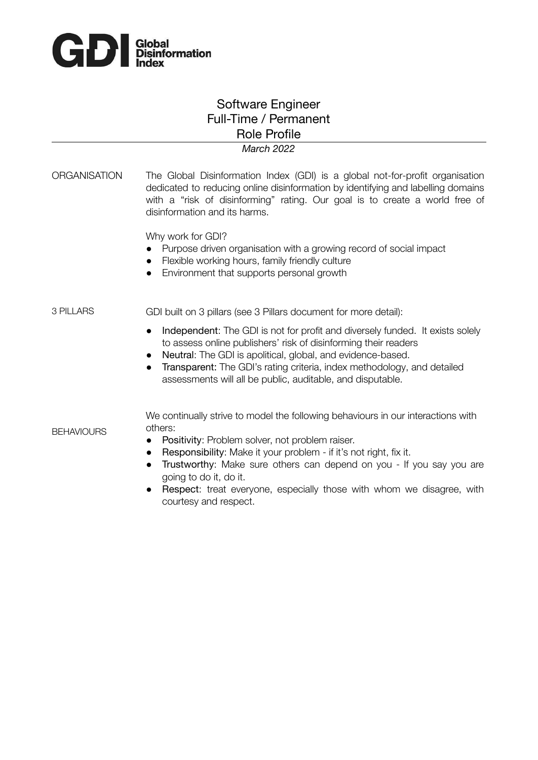**Global Disinformation Index**

# Software Engineer
## Full-Time / Permanent
## Role Profile

*March 2022*

---

**ORGANISATION**

The Global Disinformation Index (GDI) is a global not-for-profit organisation dedicated to reducing online disinformation by identifying and labelling domains with a "risk of disinforming" rating. Our goal is to create a world free of disinformation and its harms.

Why work for GDI?

- Purpose driven organisation with a growing record of social impact
- Flexible working hours, family friendly culture
- Environment that supports personal growth

**3 PILLARS**

GDI built on 3 pillars (see 3 Pillars document for more detail):

- Independent: The GDI is not for profit and diversely funded. It exists solely to assess online publishers' risk of disinforming their readers
- Neutral: The GDI is apolitical, global, and evidence-based.
- Transparent: The GDI's rating criteria, index methodology, and detailed assessments will all be public, auditable, and disputable.

**BEHAVIOURS**

We continually strive to model the following behaviours in our interactions with others:

- Positivity: Problem solver, not problem raiser.
- Responsibility: Make it your problem - if it's not right, fix it.
- Trustworthy: Make sure others can depend on you - If you say you are going to do it, do it.
- Respect: treat everyone, especially those with whom we disagree, with courtesy and respect.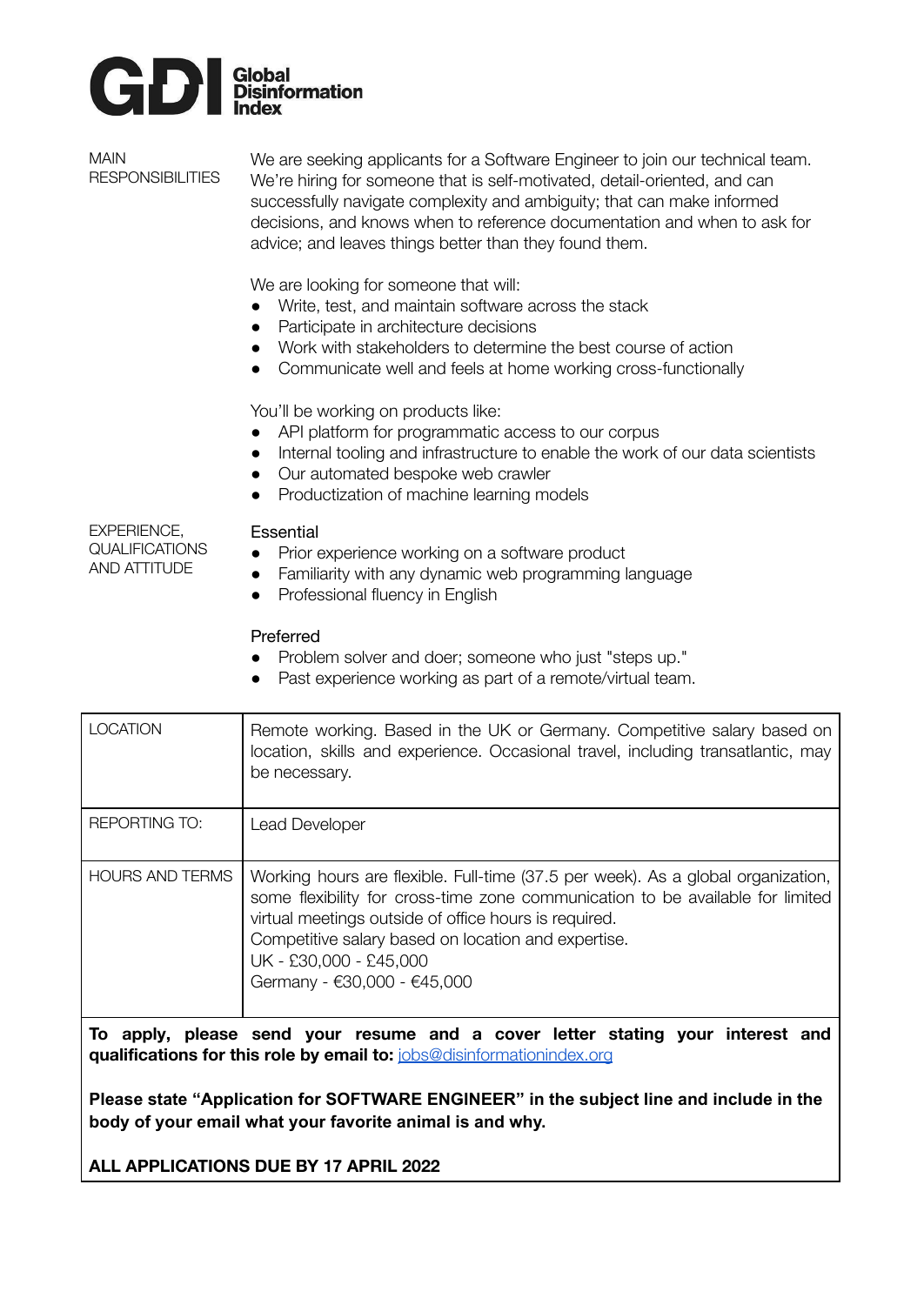**Global Disinformation Index**

| | |
|---|---|
| MAIN RESPONSIBILITIES | We are seeking applicants for a Software Engineer to join our technical team. We're hiring for someone that is self-motivated, detail-oriented, and can successfully navigate complexity and ambiguity; that can make informed decisions, and knows when to reference documentation and when to ask for advice; and leaves things better than they found them.<br><br>We are looking for someone that will:<br>• Write, test, and maintain software across the stack<br>• Participate in architecture decisions<br>• Work with stakeholders to determine the best course of action<br>• Communicate well and feels at home working cross-functionally<br><br>You'll be working on products like:<br>• API platform for programmatic access to our corpus<br>• Internal tooling and infrastructure to enable the work of our data scientists<br>• Our automated bespoke web crawler<br>• Productization of machine learning models |
| EXPERIENCE, QUALIFICATIONS AND ATTITUDE | Essential<br>• Prior experience working on a software product<br>• Familiarity with any dynamic web programming language<br>• Professional fluency in English<br><br>Preferred<br>• Problem solver and doer; someone who just "steps up."<br>• Past experience working as part of a remote/virtual team. |
| LOCATION | Remote working. Based in the UK or Germany. Competitive salary based on location, skills and experience. Occasional travel, including transatlantic, may be necessary. |
| REPORTING TO: | Lead Developer |
| HOURS AND TERMS | Working hours are flexible. Full-time (37.5 per week). As a global organization, some flexibility for cross-time zone communication to be available for limited virtual meetings outside of office hours is required.<br>Competitive salary based on location and expertise.<br>UK - £30,000 - £45,000<br>Germany - €30,000 - €45,000 |

**To apply, please send your resume and a cover letter stating your interest and qualifications for this role by email to:** [jobs@disinformationindex.org](mailto:jobs@disinformationindex.org)

**Please state "Application for SOFTWARE ENGINEER" in the subject line and include in the body of your email what your favorite animal is and why.**

**ALL APPLICATIONS DUE BY 17 APRIL 2022**